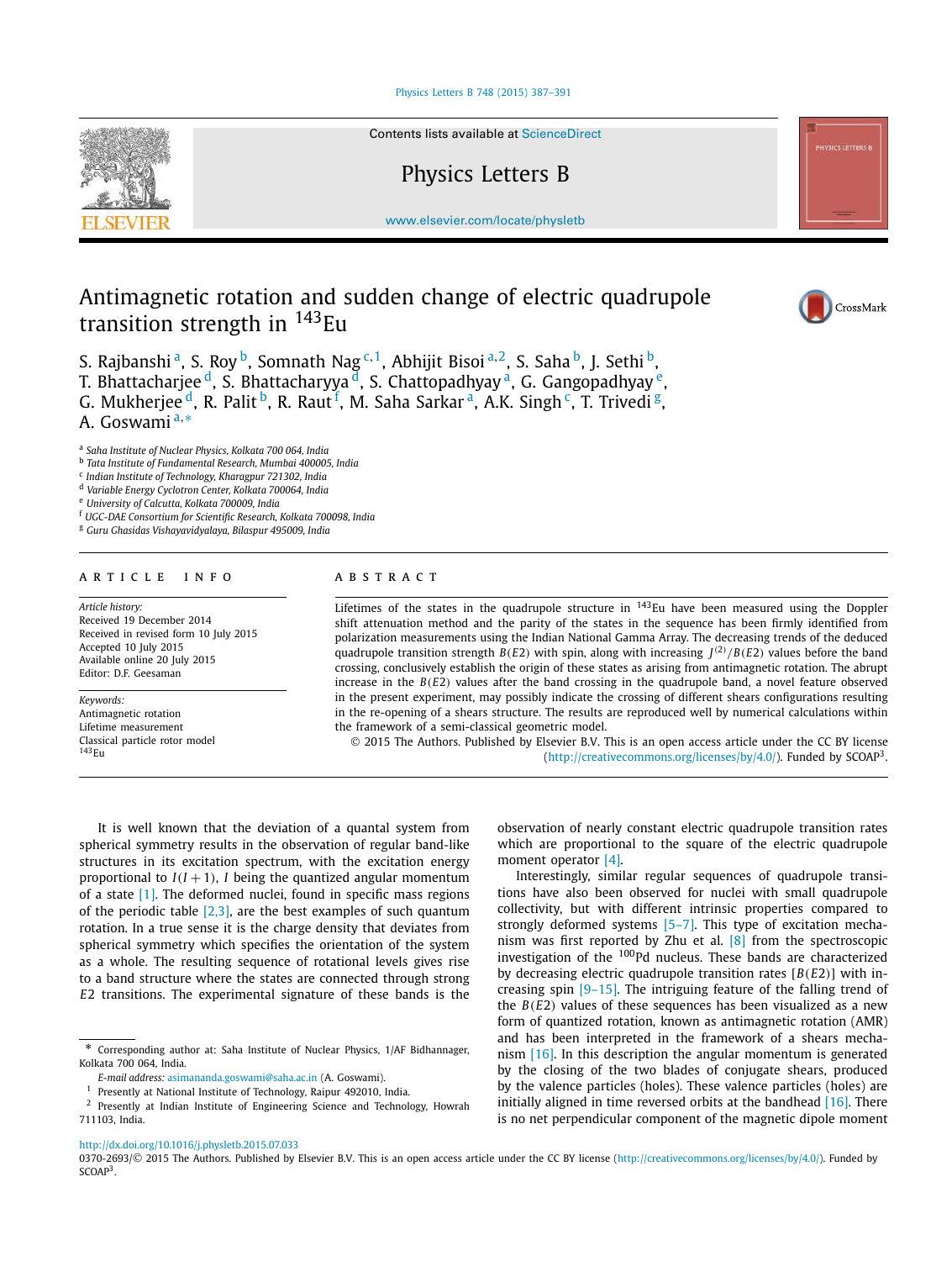# Antimagnetic rotation and sudden change of electric quadrupole transition strength in $^{143}$Eu

S. Rajbanshi [a], S. Roy [b], Somnath Nag [c,1], Abhijit Bisoi [a,2], S. Saha [b], J. Sethi [b], T. Bhattacharjee [d], S. Bhattacharyya [d], S. Chattopadhyay [a], G. Gangopadhyay [e], G. Mukherjee [d], R. Palit [b], R. Raut [f], M. Saha Sarkar [a], A.K. Singh [c], T. Trivedi [g], A. Goswami [a,*]

[a] Saha Institute of Nuclear Physics, Kolkata 700 064, India
[b] Tata Institute of Fundamental Research, Mumbai 400005, India
[c] Indian Institute of Technology, Kharagpur 721302, India
[d] Variable Energy Cyclotron Center, Kolkata 700064, India
[e] University of Calcutta, Kolkata 700009, India
[f] UGC-DAE Consortium for Scientific Research, Kolkata 700098, India
[g] Guru Ghasidas Vishayavidyalaya, Bilaspur 495009, India

## ARTICLE INFO

*Article history:*
Received 19 December 2014
Received in revised form 10 July 2015
Accepted 10 July 2015
Available online 20 July 2015
Editor: D.F. Geesaman

*Keywords:*
Antimagnetic rotation
Lifetime measurement
Classical particle rotor model
$^{143}$Eu

## ABSTRACT

Lifetimes of the states in the quadrupole structure in $^{143}$Eu have been measured using the Doppler shift attenuation method and the parity of the states in the sequence has been firmly identified from polarization measurements using the Indian National Gamma Array. The decreasing trends of the deduced quadrupole transition strength $B(E2)$ with spin, along with increasing $J^{(2)}/B(E2)$ values before the band crossing, conclusively establish the origin of these states as arising from antimagnetic rotation. The abrupt increase in the $B(E2)$ values after the band crossing in the quadrupole band, a novel feature observed in the present experiment, may possibly indicate the crossing of different shears configurations resulting in the re-opening of a shears structure. The results are reproduced well by numerical calculations within the framework of a semi-classical geometric model.

© 2015 The Authors. Published by Elsevier B.V. This is an open access article under the CC BY license (http://creativecommons.org/licenses/by/4.0/). Funded by SCOAP[3].

It is well known that the deviation of a quantal system from spherical symmetry results in the observation of regular band-like structures in its excitation spectrum, with the excitation energy proportional to $I(I+1)$, $I$ being the quantized angular momentum of a state [1]. The deformed nuclei, found in specific mass regions of the periodic table [2,3], are the best examples of such quantum rotation. In a true sense it is the charge density that deviates from spherical symmetry which specifies the orientation of the system as a whole. The resulting sequence of rotational levels gives rise to a band structure where the states are connected through strong $E2$ transitions. The experimental signature of these bands is the observation of nearly constant electric quadrupole transition rates which are proportional to the square of the electric quadrupole moment operator [4].

Interestingly, similar regular sequences of quadrupole transitions have also been observed for nuclei with small quadrupole collectivity, but with different intrinsic properties compared to strongly deformed systems [5–7]. This type of excitation mechanism was first reported by Zhu et al. [8] from the spectroscopic investigation of the $^{100}$Pd nucleus. These bands are characterized by decreasing electric quadrupole transition rates [$B(E2)$] with increasing spin [9–15]. The intriguing feature of the falling trend of the $B(E2)$ values of these sequences has been visualized as a new form of quantized rotation, known as antimagnetic rotation (AMR) and has been interpreted in the framework of a shears mechanism [16]. In this description the angular momentum is generated by the closing of the two blades of conjugate shears, produced by the valence particles (holes). These valence particles (holes) are initially aligned in time reversed orbits at the bandhead [16]. There is no net perpendicular component of the magnetic dipole moment

* Corresponding author at: Saha Institute of Nuclear Physics, 1/AF Bidhannager, Kolkata 700 064, India.
*E-mail address:* asimananda.goswami@saha.ac.in (A. Goswami).
[1] Presently at National Institute of Technology, Raipur 492010, India.
[2] Presently at Indian Institute of Engineering Science and Technology, Howrah 711103, India.

http://dx.doi.org/10.1016/j.physletb.2015.07.033
0370-2693/© 2015 The Authors. Published by Elsevier B.V. This is an open access article under the CC BY license (http://creativecommons.org/licenses/by/4.0/). Funded by SCOAP[3].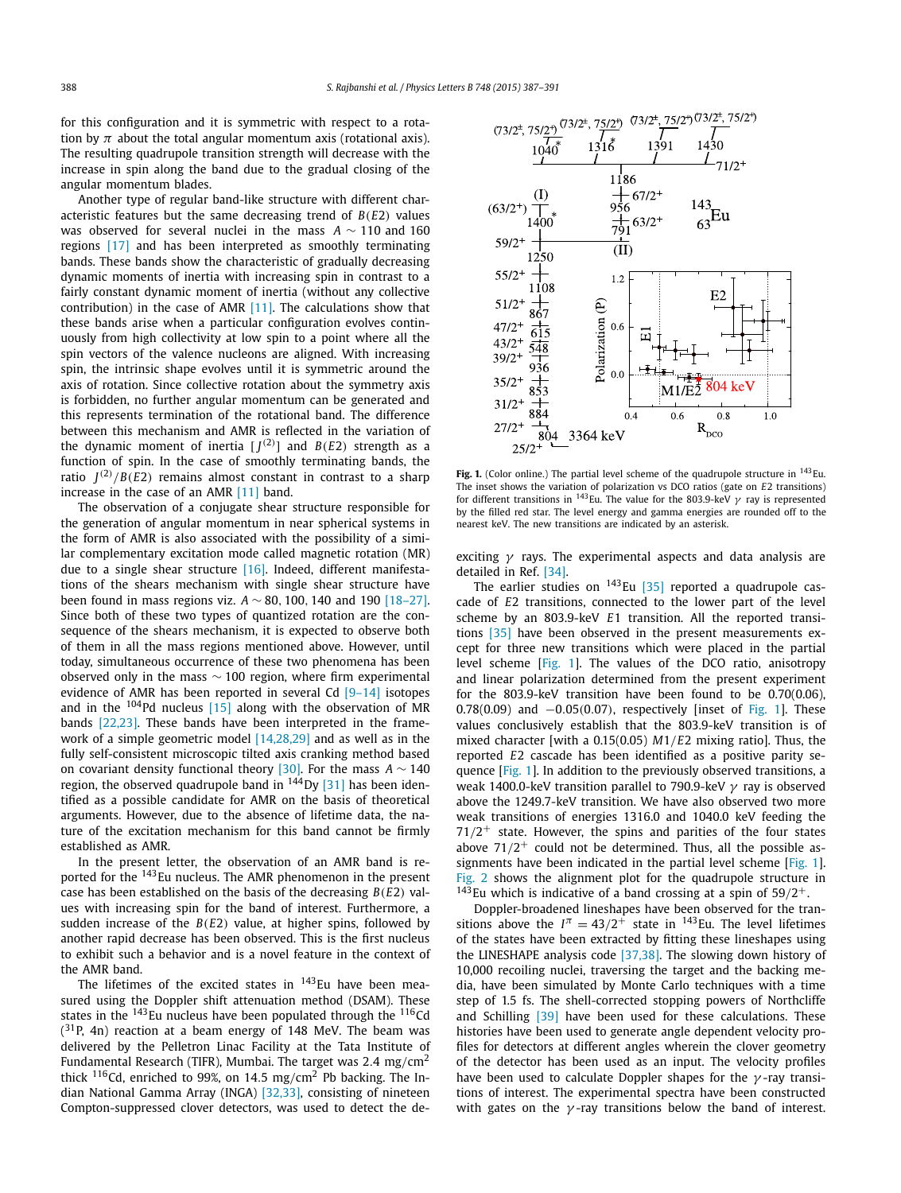for this configuration and it is symmetric with respect to a rotation by $\pi$ about the total angular momentum axis (rotational axis). The resulting quadrupole transition strength will decrease with the increase in spin along the band due to the gradual closing of the angular momentum blades.

Another type of regular band-like structure with different characteristic features but the same decreasing trend of $B(E2)$ values was observed for several nuclei in the mass $A \sim 110$ and 160 regions [17] and has been interpreted as smoothly terminating bands. These bands show the characteristic of gradually decreasing dynamic moments of inertia with increasing spin in contrast to a fairly constant dynamic moment of inertia (without any collective contribution) in the case of AMR [11]. The calculations show that these bands arise when a particular configuration evolves continuously from high collectivity at low spin to a point where all the spin vectors of the valence nucleons are aligned. With increasing spin, the intrinsic shape evolves until it is symmetric around the axis of rotation. Since collective rotation about the symmetry axis is forbidden, no further angular momentum can be generated and this represents termination of the rotational band. The difference between this mechanism and AMR is reflected in the variation of the dynamic moment of inertia [$J^{(2)}$] and $B(E2)$ strength as a function of spin. In the case of smoothly terminating bands, the ratio $J^{(2)}/B(E2)$ remains almost constant in contrast to a sharp increase in the case of an AMR [11] band.

The observation of a conjugate shear structure responsible for the generation of angular momentum in near spherical systems in the form of AMR is also associated with the possibility of a similar complementary excitation mode called magnetic rotation (MR) due to a single shear structure [16]. Indeed, different manifestations of the shears mechanism with single shear structure have been found in mass regions viz. $A \sim 80, 100, 140$ and 190 [18–27]. Since both of these two types of quantized rotation are the consequence of the shears mechanism, it is expected to observe both of them in all the mass regions mentioned above. However, until today, simultaneous occurrence of these two phenomena has been observed only in the mass $\sim 100$ region, where firm experimental evidence of AMR has been found in several Cd [9–14] isotopes and in the $^{104}$Pd nucleus [15] along with the observation of MR bands [22,23]. These bands have been interpreted in the framework of a simple geometric model [14,28,29] and as well as in the fully self-consistent microscopic tilted axis cranking method based on covariant density functional theory [30]. For the mass $A \sim 140$ region, the observed quadrupole band in $^{144}$Dy [31] has been identified as a possible candidate for AMR on the basis of theoretical arguments. However, due to the absence of lifetime data, the nature of the excitation mechanism for this band cannot be firmly established as AMR.

In the present letter, the observation of an AMR band is reported for the $^{143}$Eu nucleus. The AMR phenomenon in the present case has been established on the basis of the decreasing $B(E2)$ values with increasing spin for the band of interest. Furthermore, a sudden increase of the $B(E2)$ value, at higher spins, followed by another rapid decrease has been observed. This is the first nucleus to exhibit such a behavior and is a novel feature in the context of the AMR band.

The lifetimes of the excited states in $^{143}$Eu have been measured using the Doppler shift attenuation method (DSAM). These states in the $^{143}$Eu nucleus have been populated through the $^{116}$Cd ($^{31}$P, 4n) reaction at a beam energy of 148 MeV. The beam was delivered by the Pelletron Linac Facility at the Tata Institute of Fundamental Research (TIFR), Mumbai. The target was 2.4 mg/cm$^2$ thick $^{116}$Cd, enriched to 99%, on 14.5 mg/cm$^2$ Pb backing. The Indian National Gamma Array (INGA) [32,33], consisting of nineteen Compton-suppressed clover detectors, was used to detect the de-exciting $\gamma$ rays. The experimental aspects and data analysis are detailed in Ref. [34].

**Fig. 1.** (Color online.) The partial level scheme of the quadrupole structure in $^{143}$Eu. The inset shows the variation of polarization vs DCO ratios (gate on $E2$ transitions) for different transitions in $^{143}$Eu. The value for the 803.9-keV $\gamma$ ray is represented by the filled red star. The level energy and gamma energies are rounded off to the nearest keV. The new transitions are indicated by an asterisk.

The earlier studies on $^{143}$Eu [35] reported a quadrupole cascade of $E2$ transitions, connected to the lower part of the level scheme by an 803.9-keV $E1$ transition. All the reported transitions [35] have been observed in the present measurements except for three new transitions which were placed in the partial level scheme [Fig. 1]. The values of the DCO ratio, anisotropy and linear polarization determined from the present experiment for the 803.9-keV transition have been found to be 0.70(0.06), 0.78(0.09) and −0.05(0.07), respectively [inset of Fig. 1]. These values conclusively establish that the 803.9-keV transition is of mixed character [with a 0.15(0.05) $M1/E2$ mixing ratio]. Thus, the reported $E2$ cascade has been identified as a positive parity sequence [Fig. 1]. In addition to the previously observed transitions, a weak 1400.0-keV transition parallel to 790.9-keV $\gamma$ ray is observed above the 1249.7-keV transition. We have also observed two more weak transitions of energies 1316.0 and 1040.0 keV feeding the $71/2^+$ state. However, the spins and parities of the four states above $71/2^+$ could not be determined. Thus, all the possible assignments have been indicated in the partial level scheme [Fig. 1]. Fig. 2 shows the alignment plot for the quadrupole structure in $^{143}$Eu which is indicative of a band crossing at a spin of $59/2^+$.

Doppler-broadened lineshapes have been observed for the transitions above the $I^\pi = 43/2^+$ state in $^{143}$Eu. The level lifetimes of the states have been extracted by fitting these lineshapes using the LINESHAPE analysis code [37,38]. The slowing down history of 10,000 recoiling nuclei, traversing the target and the backing media, have been simulated by Monte Carlo techniques with a time step of 1.5 fs. The shell-corrected stopping powers of Northcliffe and Schilling [39] have been used for these calculations. These histories have been used to generate angle dependent velocity profiles for detectors at different angles wherein the clover geometry of the detector has been used as an input. The velocity profiles have been used to calculate Doppler shapes for the $\gamma$-ray transitions of interest. The experimental spectra have been constructed with gates on the $\gamma$-ray transitions below the band of interest.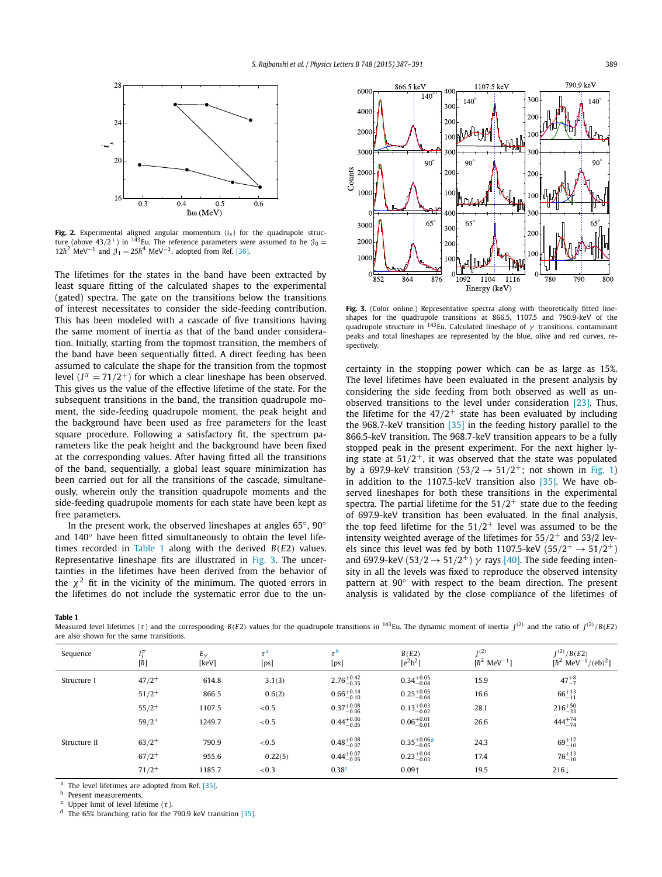**Fig. 2.** Experimental aligned angular momentum ($i_x$) for the quadrupole structure (above $43/2^+$) in $^{143}$Eu. The reference parameters were assumed to be $\mathcal{J}_0 = 12\hbar^2$ MeV$^{-1}$ and $\mathcal{J}_1 = 25\hbar^4$ MeV$^{-3}$, adopted from Ref. [36].

The lifetimes for the states in the band have been extracted by least square fitting of the calculated shapes to the experimental (gated) spectra. The gate on the transitions below the transitions of interest necessitates to consider the side-feeding contribution. This has been modeled with a cascade of five transitions having the same moment of inertia as that of the band under consideration. Initially, starting from the topmost transition, the members of the band have been sequentially fitted. A direct feeding has been assumed to calculate the shape for the transition from the topmost level ($I^\pi = 71/2^+$) for which a clear lineshape has been observed. This gives us the value of the effective lifetime of the state. For the subsequent transitions in the band, the transition quadrupole moment, the side-feeding quadrupole moment, the peak height and the background have been used as free parameters for the least square procedure. Following a satisfactory fit, the spectrum parameters like the peak height and the background have been fixed at the corresponding values. After having fitted all the transitions of the band, sequentially, a global least square minimization has been carried out for all the transitions of the cascade, simultaneously, wherein only the transition quadrupole moments and the side-feeding quadrupole moments for each state have been kept as free parameters.

In the present work, the observed lineshapes at angles 65°, 90° and 140° have been fitted simultaneously to obtain the level lifetimes recorded in Table 1 along with the derived $B(E2)$ values. Representative lineshape fits are illustrated in Fig. 3. The uncertainties in the lifetimes have been derived from the behavior of the $\chi^2$ fit in the vicinity of the minimum. The quoted errors in the lifetimes do not include the systematic error due to the uncertainty in the stopping power which can be as large as 15%. The level lifetimes have been evaluated in the present analysis by considering the side feeding from both observed as well as unobserved transitions to the level under consideration [23]. Thus, the lifetime for the $47/2^+$ state has been evaluated by including the 968.7-keV transition [35] in the feeding history parallel to the 866.5-keV transition. The 968.7-keV transition appears to be a fully stopped peak in the present experiment. For the next higher lying state at $51/2^+$, it was observed that the state was populated by a 697.9-keV transition ($53/2 \rightarrow 51/2^+$; not shown in Fig. 1) in addition to the 1107.5-keV transition also [35]. We have observed lineshapes for both these transitions in the experimental spectra. The partial lifetime for the $51/2^+$ state due to the feeding of 697.9-keV transition has been evaluated. In the final analysis, the top feed lifetime for the $51/2^+$ level was assumed to be the intensity weighted average of the lifetimes for $55/2^+$ and $53/2$ levels since this level was fed by both 1107.5-keV ($55/2^+ \rightarrow 51/2^+$) and 697.9-keV ($53/2 \rightarrow 51/2^+$) $\gamma$ rays [40]. The side feeding intensity in all the levels was fixed to reproduce the observed intensity pattern at 90° with respect to the beam direction. The present analysis is validated by the close compliance of the lifetimes of

**Fig. 3.** (Color online.) Representative spectra along with theoretically fitted lineshapes for the quadrupole transitions at 866.5, 1107.5 and 790.9-keV of the quadrupole structure in $^{143}$Eu. Calculated lineshape of $\gamma$ transitions, contaminant peaks and total lineshapes are represented by the blue, olive and red curves, respectively.

**Table 1**
Measured level lifetimes ($\tau$) and the corresponding $B(E2)$ values for the quadrupole transitions in $^{143}$Eu. The dynamic moment of inertia $J^{(2)}$ and the ratio of $J^{(2)}/B(E2)$ are also shown for the same transitions.

| Sequence | $I_i^\pi$ [$\hbar$] | $E_\gamma$ [keV] | $\tau$ [a] [ps] | $\tau$ [b] [ps] | $B(E2)$ [e$^2$b$^2$] | $J^{(2)}$ [$\hbar^2$ MeV$^{-1}$] | $J^{(2)}/B(E2)$ [$\hbar^2$ MeV$^{-1}$/(eb)$^2$] |
|---|---|---|---|---|---|---|---|
| Structure I | $47/2^+$ | 614.8 | 3.1(3) | $2.76^{+0.42}_{-0.35}$ | $0.34^{+0.05}_{-0.04}$ | 15.9 | $47^{+8}_{-7}$ |
| | $51/2^+$ | 866.5 | 0.6(2) | $0.66^{+0.14}_{-0.10}$ | $0.25^{+0.05}_{-0.04}$ | 16.6 | $66^{+13}_{-11}$ |
| | $55/2^+$ | 1107.5 | <0.5 | $0.37^{+0.08}_{-0.06}$ | $0.13^{+0.03}_{-0.02}$ | 28.1 | $216^{+50}_{-33}$ |
| | $59/2^+$ | 1249.7 | <0.5 | $0.44^{+0.06}_{-0.05}$ | $0.06^{+0.01}_{-0.01}$ | 26.6 | $444^{+74}_{-74}$ |
| Structure II | $63/2^+$ | 790.9 | <0.5 | $0.48^{+0.08}_{-0.07}$ | $0.35^{+0.06}_{-0.05}$ [d] | 24.3 | $69^{+12}_{-10}$ |
| | $67/2^+$ | 955.6 | 0.22(5) | $0.44^{+0.07}_{-0.05}$ | $0.23^{+0.04}_{-0.03}$ | 17.4 | $76^{+13}_{-10}$ |
| | $71/2^+$ | 1185.7 | <0.3 | 0.38 [c] | 0.09↑ | 19.5 | 216↓ |

[a] The level lifetimes are adopted from Ref. [35].
[b] Present measurements.
[c] Upper limit of level lifetime ($\tau$).
[d] The 65% branching ratio for the 790.9 keV transition [35].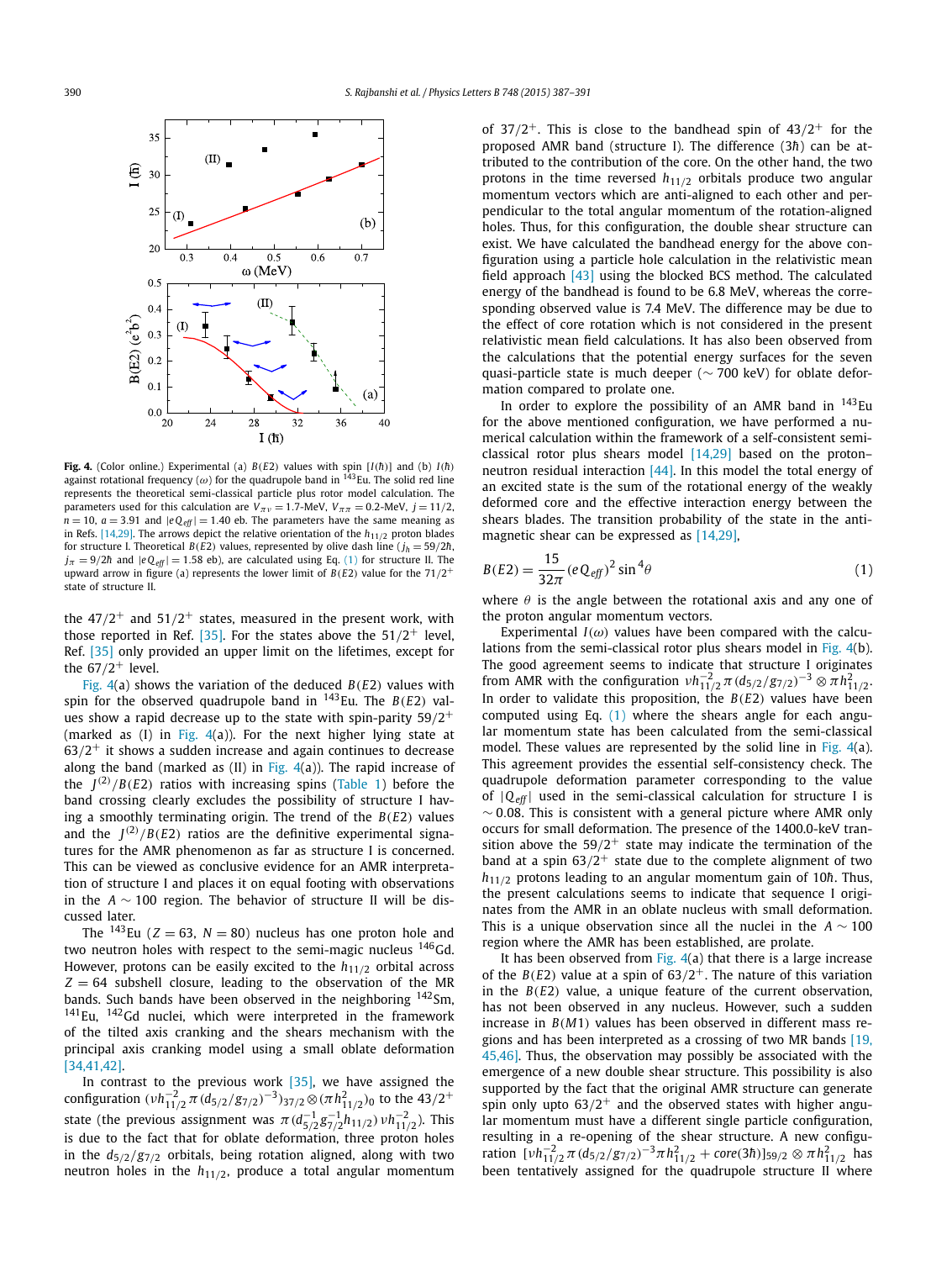**Fig. 4.** (Color online.) Experimental (a) $B(E2)$ values with spin [$I(\hbar)$] and (b) $I(\hbar)$ against rotational frequency ($\omega$) for the quadrupole band in $^{143}$Eu. The solid red line represents the theoretical semi-classical particle plus rotor model calculation. The parameters used for this calculation are $V_{\pi\nu} = 1.7$-MeV, $V_{\pi\pi} = 0.2$-MeV, $j = 11/2$, $n = 10$, $a = 3.91$ and $|eQ_{eff}| = 1.40$ eb. The parameters have the same meaning as in Refs. [14,29]. The arrows depict the relative orientation of the $h_{11/2}$ proton blades for structure I. Theoretical $B(E2)$ values, represented by olive dash line ($j_h = 59/2\hbar$, $j_\pi = 9/2\hbar$ and $|eQ_{eff}| = 1.58$ eb), are calculated using Eq. (1) for structure II. The upward arrow in figure (a) represents the lower limit of $B(E2)$ value for the $71/2^+$ state of structure II.

the $47/2^+$ and $51/2^+$ states, measured in the present work, with those reported in Ref. [35]. For the states above the $51/2^+$ level, Ref. [35] only provided an upper limit on the lifetimes, except for the $67/2^+$ level.

Fig. 4(a) shows the variation of the deduced $B(E2)$ values with spin for the observed quadrupole band in $^{143}$Eu. The $B(E2)$ values show a rapid decrease up to the state with spin-parity $59/2^+$ (marked as (I) in Fig. 4(a)). For the next higher lying state at $63/2^+$ it shows a sudden increase and again continues to decrease along the band (marked as (II) in Fig. 4(a)). The rapid increase of the $J^{(2)}/B(E2)$ ratios with increasing spins (Table 1) before the band crossing clearly excludes the possibility of structure I having a smoothly terminating origin. The trend of the $B(E2)$ values and the $J^{(2)}/B(E2)$ ratios are the definitive experimental signatures for the AMR phenomenon as far as structure I is concerned. This can be viewed as conclusive evidence for an AMR interpretation of structure I and places it on equal footing with observations in the $A \sim 100$ region. The behavior of structure II will be discussed later.

The $^{143}$Eu ($Z = 63$, $N = 80$) nucleus has one proton hole and two neutron holes with respect to the semi-magic nucleus $^{146}$Gd. However, protons can be easily excited to the $h_{11/2}$ orbital across $Z = 64$ subshell closure, leading to the observation of the MR bands. Such bands have been observed in the neighboring $^{142}$Sm, $^{141}$Eu, $^{142}$Gd nuclei, which were interpreted in the framework of the tilted axis cranking and the shears mechanism with the principal axis cranking model using a small oblate deformation [34,41,42].

In contrast to the previous work [35], we have assigned the configuration $(\nu h_{11/2}^{-2}\pi(d_{5/2}/g_{7/2})^{-3})_{37/2}\otimes(\pi h_{11/2}^{2})_0$ to the $43/2^+$ state (the previous assignment was $\pi(d_{5/2}^{-1}g_{7/2}^{-1}h_{11/2})\,\nu h_{11/2}^{-2}$). This is due to the fact that for oblate deformation, three proton holes in the $d_{5/2}/g_{7/2}$ orbitals, being rotation aligned, along with two neutron holes in the $h_{11/2}$, produce a total angular momentum of $37/2^+$. This is close to the bandhead spin of $43/2^+$ for the proposed AMR band (structure I). The difference ($3\hbar$) can be attributed to the contribution of the core. On the other hand, the two protons in the time reversed $h_{11/2}$ orbitals produce two angular momentum vectors which are anti-aligned to each other and perpendicular to the total angular momentum of the rotation-aligned holes. Thus, for this configuration, the double shear structure can exist. We have calculated the bandhead energy for the above configuration using a particle hole calculation in the relativistic mean field approach [43] using the blocked BCS method. The calculated energy of the bandhead is found to be 6.8 MeV, whereas the corresponding observed value is 7.4 MeV. The difference may be due to the effect of core rotation which is not considered in the present relativistic mean field calculations. It has also been observed from the calculations that the potential energy surfaces for the seven quasi-particle state is much deeper (~ 700 keV) for oblate deformation compared to prolate one.

In order to explore the possibility of an AMR band in $^{143}$Eu for the above mentioned configuration, we have performed a numerical calculation within the framework of a self-consistent semi-classical rotor plus shears model [14,29] based on the proton–neutron residual interaction [44]. In this model the total energy of an excited state is the sum of the rotational energy of the weakly deformed core and the effective interaction energy between the shears blades. The transition probability of the state in the anti-magnetic shear can be expressed as [14,29],

$$B(E2) = \frac{15}{32\pi}(eQ_{eff})^2\sin^4\theta \tag{1}$$

where $\theta$ is the angle between the rotational axis and any one of the proton angular momentum vectors.

Experimental $I(\omega)$ values have been compared with the calculations from the semi-classical rotor plus shears model in Fig. 4(b). The good agreement seems to indicate that structure I originates from AMR with the configuration $\nu h_{11/2}^{-2}\pi(d_{5/2}/g_{7/2})^{-3}\otimes\pi h_{11/2}^{2}$. In order to validate this proposition, the $B(E2)$ values have been computed using Eq. (1) where the shears angle for each angular momentum state has been calculated from the semi-classical model. These values are represented by the solid line in Fig. 4(a). This agreement provides the essential self-consistency check. The quadrupole deformation parameter corresponding to the value of $|Q_{eff}|$ used in the semi-classical calculation for structure I is ~ 0.08. This is consistent with a general picture where AMR only occurs for small deformation. The presence of the 1400.0-keV transition above the $59/2^+$ state may indicate the termination of the band at a spin $63/2^+$ state due to the complete alignment of two $h_{11/2}$ protons leading to an angular momentum gain of $10\hbar$. Thus, the present calculations seems to indicate that sequence I originates from the AMR in an oblate nucleus with small deformation. This is a unique observation since all the nuclei in the $A \sim 100$ region where the AMR has been established, are prolate.

It has been observed from Fig. 4(a) that there is a large increase of the $B(E2)$ value at a spin of $63/2^+$. The nature of this variation in the $B(E2)$ value, a unique feature of the current observation, has not been observed in any nucleus. However, such a sudden increase in $B(M1)$ values has been observed in different mass regions and has been interpreted as a crossing of two MR bands [19,45,46]. Thus, the observation may possibly be associated with the emergence of a new double shear structure. This possibility is also supported by the fact that the original AMR structure can generate spin only upto $63/2^+$ and the observed states with higher angular momentum must have a different single particle configuration, resulting in a re-opening of the shear structure. A new configuration $[\nu h_{11/2}^{-2}\pi(d_{5/2}/g_{7/2})^{-3}\pi h_{11/2}^{2} + core(3\hbar)]_{59/2}\otimes\pi h_{11/2}^{2}$ has been tentatively assigned for the quadrupole structure II where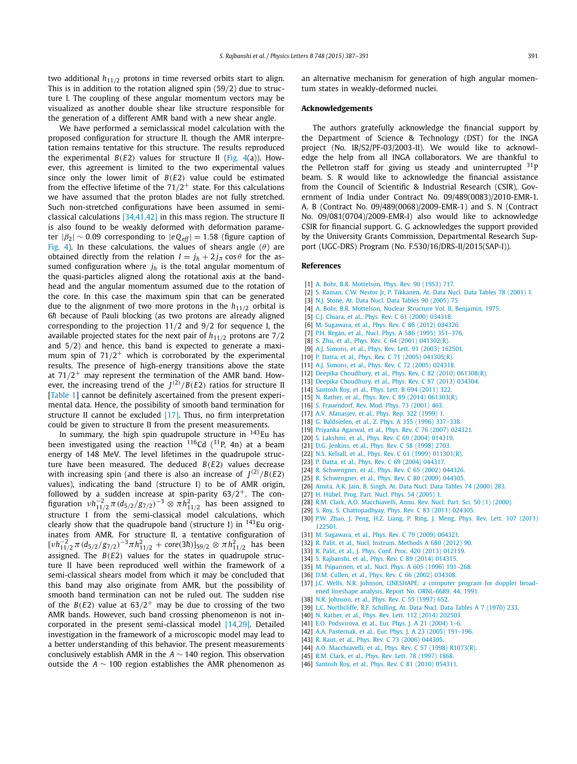two additional $h_{11/2}$ protons in time reversed orbits start to align. This is in addition to the rotation aligned spin (59/2) due to structure I. The coupling of these angular momentum vectors may be visualized as another double shear like structure responsible for the generation of a different AMR band with a new shear angle.

We have performed a semiclassical model calculation with the proposed configuration for structure II, though the AMR interpretation remains tentative for this structure. The results reproduced the experimental $B(E2)$ values for structure II (Fig. 4(a)). However, this agreement is limited to the two experimental values since only the lower limit of $B(E2)$ value could be estimated from the effective lifetime of the $71/2^+$ state. For this calculations we have assumed that the proton blades are not fully stretched. Such non-stretched configurations have been assumed in semi-classical calculations [34,41,42] in this mass region. The structure II is also found to be weakly deformed with deformation parameter $|\beta_2| \sim 0.09$ corresponding to $|eQ_{eff}| = 1.58$ (figure caption of Fig. 4). In these calculations, the values of shears angle ($\theta$) are obtained directly from the relation $I = j_h + 2j_\pi \cos\theta$ for the assumed configuration where $j_h$ is the total angular momentum of the quasi-particles aligned along the rotational axis at the band-head and the angular momentum assumed due to the rotation of the core. In this case the maximum spin that can be generated due to the alignment of two more protons in the $h_{11/2}$ orbital is $6\hbar$ because of Pauli blocking (as two protons are already aligned corresponding to the projection 11/2 and 9/2 for sequence I, the available projected states for the next pair of $h_{11/2}$ protons are 7/2 and 5/2) and hence, this band is expected to generate a maximum spin of $71/2^+$ which is corroborated by the experimental results. The presence of high-energy transitions above the state at $71/2^+$ may represent the termination of the AMR band. However, the increasing trend of the $J^{(2)}/B(E2)$ ratios for structure II [Table 1] cannot be definitely ascertained from the present experimental data. Hence, the possibility of smooth band termination for structure II cannot be excluded [17]. Thus, no firm interpretation could be given to structure II from the present measurements.

In summary, the high spin quadrupole structure in $^{143}$Eu has been investigated using the reaction $^{116}$Cd ($^{31}$P, 4n) at a beam energy of 148 MeV. The level lifetimes in the quadrupole structure have been measured. The deduced $B(E2)$ values decrease with increasing spin (and there is also an increase of $J^{(2)}/B(E2)$ values), indicating the band (structure I) to be of AMR origin, followed by a sudden increase at spin-parity $63/2^+$. The configuration $\nu h_{11/2}^{-2}\pi(d_{5/2}/g_{7/2})^{-3} \otimes \pi h_{11/2}^2$ has been assigned to structure I from the semi-classical model calculations, which clearly show that the quadrupole band (structure I) in $^{143}$Eu originates from AMR. For structure II, a tentative configuration of $[\nu h_{11/2}^{-2}\pi(d_{5/2}/g_{7/2})^{-3}\pi h_{11/2}^2 + core(3\hbar)]_{59/2} \otimes \pi h_{11/2}^2$ has been assigned. The $B(E2)$ values for the states in quadrupole structure II have been reproduced well within the framework of a semi-classical shears model from which it may be concluded that this band may also originate from AMR, but the possibility of smooth band termination can not be ruled out. The sudden rise of the $B(E2)$ value at $63/2^+$ may be due to crossing of the two AMR bands. However, such band crossing phenomenon is not incorporated in the present semi-classical model [14,29]. Detailed investigation in the framework of a microscopic model may lead to a better understanding of this behavior. The present measurements conclusively establish AMR in the $A \sim 140$ region. This observation outside the $A \sim 100$ region establishes the AMR phenomenon as an alternative mechanism for generation of high angular momentum states in weakly-deformed nuclei.

## Acknowledgements

The authors gratefully acknowledge the financial support by the Department of Science & Technology (DST) for the INGA project (No. IR/S2/PF-03/2003-II). We would like to acknowledge the help from all INGA collaborators. We are thankful to the Pelletron staff for giving us steady and uninterrupted $^{31}$P beam. S. R would like to acknowledge the financial assistance from the Council of Scientific & Industrial Research (CSIR), Government of India under Contract No. 09/489(0083)/2010-EMR-I. A. B (Contract No. 09/489(0068)/2009-EMR-1) and S. N (Contract No. 09/081(0704)/2009-EMR-I) also would like to acknowledge CSIR for financial support. G. G acknowledges the support provided by the University Grants Commission, Departmental Research Support (UGC-DRS) Program (No. F.530/16/DRS-II/2015(SAP-I)).

## References

[1] A. Bohr, B.R. Mottelson, Phys. Rev. 90 (1953) 717.
[2] S. Raman, C.W. Nestor Jr, P. Tikkanen, At. Data Nucl. Data Tables 78 (2001) 1.
[3] N.J. Stone, At. Data Nucl. Data Tables 90 (2005) 75.
[4] A. Bohr, B.R. Mottelson, Nuclear Structure Vol. II, Benjamin, 1975.
[5] C.J. Chiara, et al., Phys. Rev. C 61 (2000) 034318.
[6] M. Sugawara, et al., Phys. Rev. C 86 (2012) 034326.
[7] P.H. Regan, et al., Nucl. Phys. A 586 (1995) 351–376.
[8] S. Zhu, et al., Phys. Rev. C 64 (2001) 041302(R).
[9] A.J. Simons, et al., Phys. Rev. Lett. 91 (2003) 162501.
[10] P. Datta, et al., Phys. Rev. C 71 (2005) 041305(R).
[11] A.J. Simons, et al., Phys. Rev. C 72 (2005) 024318.
[12] Deepika Choudhury, et al., Phys. Rev. C 82 (2010) 061308(R).
[13] Deepika Choudhury, et al., Phys. Rev. C 87 (2013) 034304.
[14] Santosh Roy, et al., Phys. Lett. B 694 (2011) 322.
[15] N. Rather, et al., Phys. Rev. C 89 (2014) 061303(R).
[16] S. Frauendorf, Rev. Mod. Phys. 73 (2001) 463.
[17] A.V. Afanasjev, et al., Phys. Rep. 322 (1999) 1.
[18] G. Baldsiefen, et al., Z. Phys. A 355 (1996) 337–338.
[19] Priyanka Agarwal, et al., Phys. Rev. C 76 (2007) 024321.
[20] S. Lakshmi, et al., Phys. Rev. C 69 (2004) 014319.
[21] D.G. Jenkins, et al., Phys. Rev. C 58 (1998) 2703.
[22] N.S. Kelsall, et al., Phys. Rev. C 61 (1999) 011301(R).
[23] P. Datta, et al., Phys. Rev. C 69 (2004) 044317.
[24] R. Schwengner, et al., Phys. Rev. C 65 (2002) 044326.
[25] R. Schwengner, et al., Phys. Rev. C 80 (2009) 044305.
[26] Amita, A.K. Jain, B. Singh, At. Data Nucl. Data Tables 74 (2000) 283.
[27] H. Hübel, Prog. Part. Nucl. Phys. 54 (2005) 1.
[28] R.M. Clark, A.O. Macchiavelli, Annu. Rev. Nucl. Part. Sci. 50 (1) (2000).
[29] S. Roy, S. Chattopadhyay, Phys. Rev. C 83 (2011) 024305.
[30] P.W. Zhao, J. Peng, H.Z. Liang, P. Ring, J. Meng, Phys. Rev. Lett. 107 (2011) 122501.
[31] M. Sugawara, et al., Phys. Rev. C 79 (2009) 064321.
[32] R. Palit, et al., Nucl. Instrum. Methods A 680 (2012) 90.
[33] R. Palit, et al., J. Phys. Conf. Proc. 420 (2013) 012159.
[34] S. Rajbanshi, et al., Phys. Rev. C 89 (2014) 014315.
[35] M. Piiparinen, et al., Nucl. Phys. A 605 (1996) 191–268.
[36] D.M. Cullen, et al., Phys. Rev. C 66 (2002) 034308.
[37] J.C. Wells, N.R. Johnson, LINESHAPE: a computer program for doppler broadened lineshape analysis, Report No. ORNL-6689, 44, 1991.
[38] N.R. Johnson, et al., Phys. Rev. C 55 (1997) 652.
[39] L.C. Northcliffe, R.F. Schilling, At. Data Nucl. Data Tables A 7 (1970) 233.
[40] N. Rather, et al., Phys. Rev. Lett. 112 (2014) 202503.
[41] E.O. Podsvirova, et al., Eur. Phys. J. A 21 (2004) 1–6.
[42] A.A. Pasternak, et al., Eur. Phys. J. A 23 (2005) 191–196.
[43] R. Raut, et al., Phys. Rev. C 73 (2006) 044305.
[44] A.O. Macchiavelli, et al., Phys. Rev. C 57 (1998) R1073(R).
[45] R.M. Clark, et al., Phys. Rev. Lett. 78 (1997) 1868.
[46] Santosh Roy, et al., Phys. Rev. C 81 (2010) 054311.